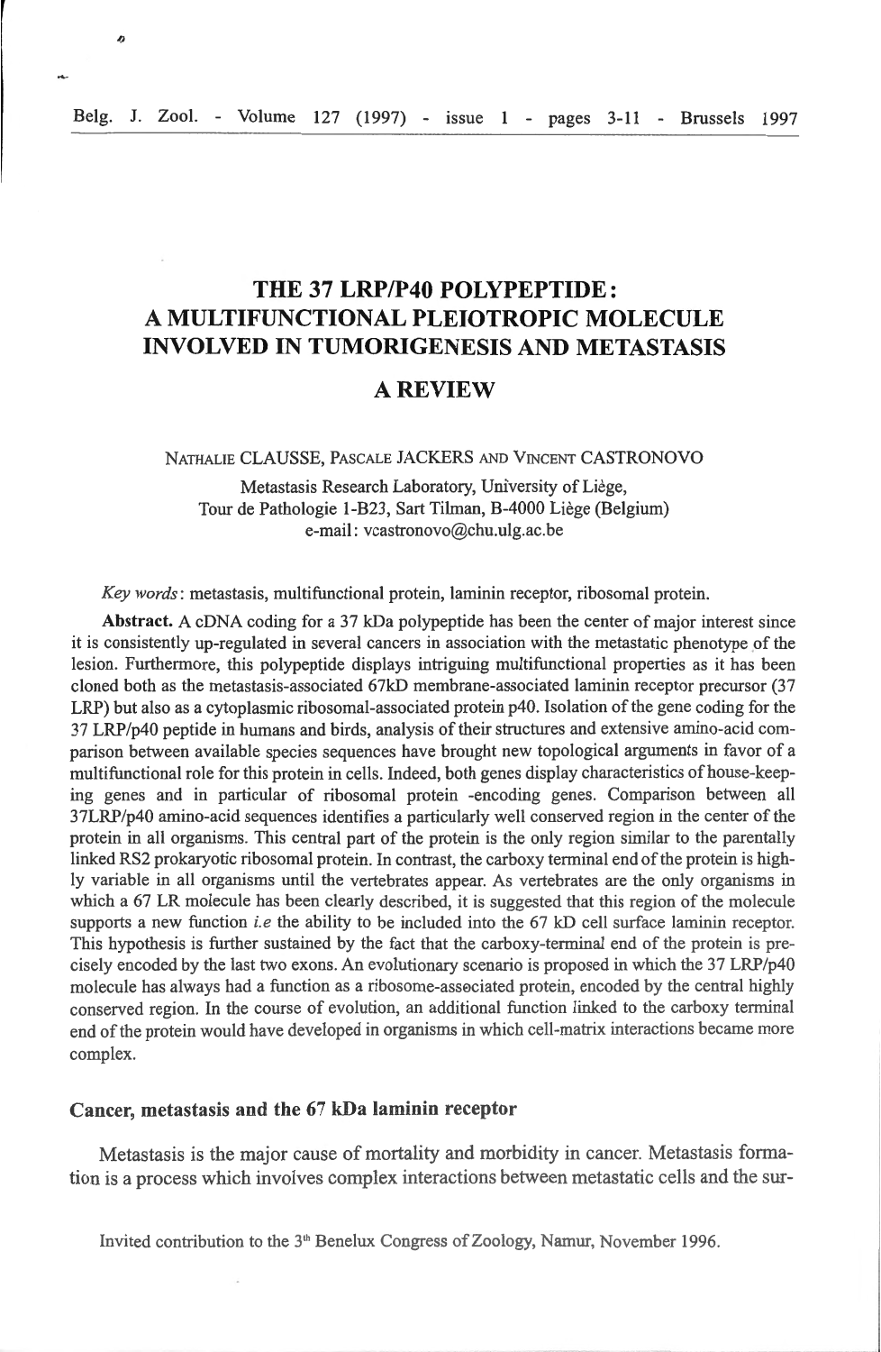# THE 37 LRP/P40 POLYPEPTIDE: A MULTIFUNCTIONAL PLEIOTROPIC MOLECULE INVOLVED IN TUMORIGENESIS AND METASTASIS

## A REVIEW

NATHALIE CLAUSSE, PASCALE JACKERS AND VINCENT CASTRONOVO

Metastasis Research Laboratory, University of Liège,
Tour de Pathologie 1-B23, Sart Tilman, B-4000 Liège (Belgium)
e-mail: vcastronovo@chu.ulg.ac.be

*Key words*: metastasis, multifunctional protein, laminin receptor, ribosomal protein.

**Abstract.** A cDNA coding for a 37 kDa polypeptide has been the center of major interest since it is consistently up-regulated in several cancers in association with the metastatic phenotype of the lesion. Furthermore, this polypeptide displays intriguing multifunctional properties as it has been cloned both as the metastasis-associated 67kD membrane-associated laminin receptor precursor (37 LRP) but also as a cytoplasmic ribosomal-associated protein p40. Isolation of the gene coding for the 37 LRP/p40 peptide in humans and birds, analysis of their structures and extensive amino-acid comparison between available species sequences have brought new topological arguments in favor of a multifunctional role for this protein in cells. Indeed, both genes display characteristics of house-keeping genes and in particular of ribosomal protein -encoding genes. Comparison between all 37LRP/p40 amino-acid sequences identifies a particularly well conserved region in the center of the protein in all organisms. This central part of the protein is the only region similar to the parentally linked RS2 prokaryotic ribosomal protein. In contrast, the carboxy terminal end of the protein is highly variable in all organisms until the vertebrates appear. As vertebrates are the only organisms in which a 67 LR molecule has been clearly described, it is suggested that this region of the molecule supports a new function *i.e* the ability to be included into the 67 kD cell surface laminin receptor. This hypothesis is further sustained by the fact that the carboxy-terminal end of the protein is precisely encoded by the last two exons. An evolutionary scenario is proposed in which the 37 LRP/p40 molecule has always had a function as a ribosome-associated protein, encoded by the central highly conserved region. In the course of evolution, an additional function linked to the carboxy terminal end of the protein would have developed in organisms in which cell-matrix interactions became more complex.

### Cancer, metastasis and the 67 kDa laminin receptor

Metastasis is the major cause of mortality and morbidity in cancer. Metastasis formation is a process which involves complex interactions between metastatic cells and the sur-

Invited contribution to the 3th Benelux Congress of Zoology, Namur, November 1996.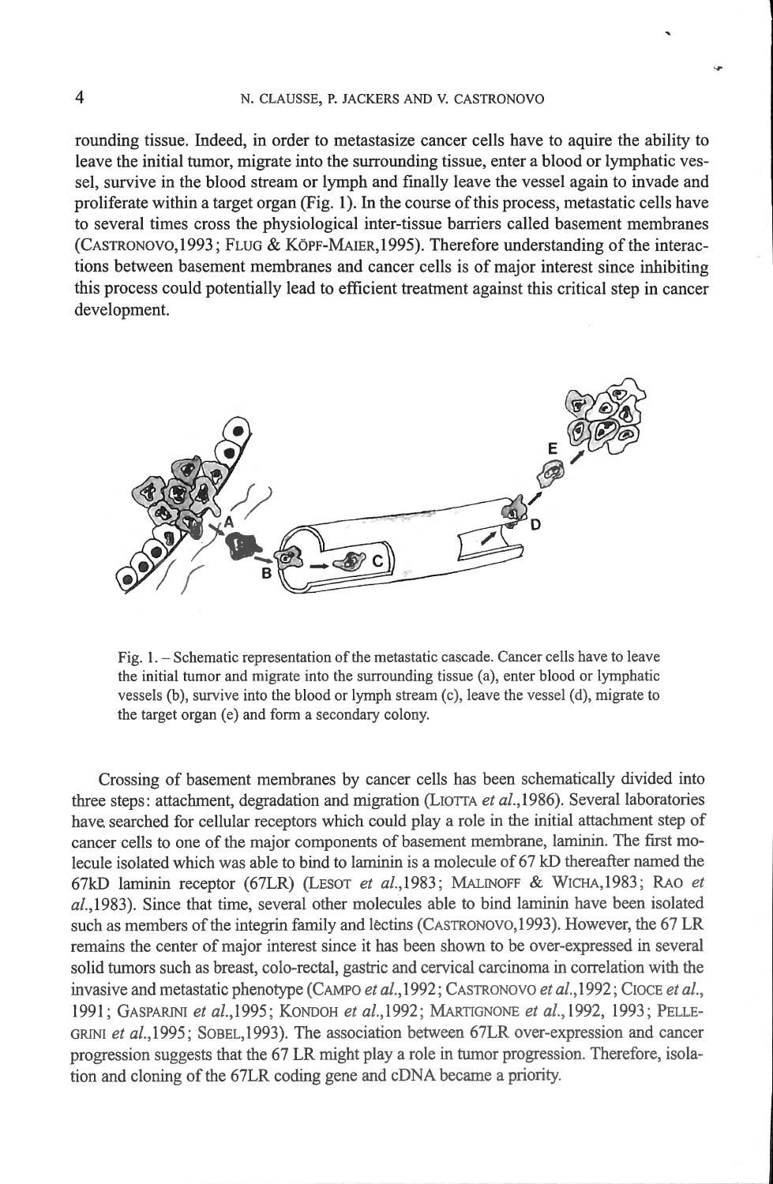rounding tissue. Indeed, in order to metastasize cancer cells have to aquire the ability to leave the initial tumor, migrate into the surrounding tissue, enter a blood or lymphatic vessel, survive in the blood stream or lymph and finally leave the vessel again to invade and proliferate within a target organ (Fig. 1). In the course of this process, metastatic cells have to several times cross the physiological inter-tissue barriers called basement membranes (CASTRONOVO,1993; FLUG & KÖPF-MAIER,1995). Therefore understanding of the interactions between basement membranes and cancer cells is of major interest since inhibiting this process could potentially lead to efficient treatment against this critical step in cancer development.

Fig. 1. – Schematic representation of the metastatic cascade. Cancer cells have to leave the initial tumor and migrate into the surrounding tissue (a), enter blood or lymphatic vessels (b), survive into the blood or lymph stream (c), leave the vessel (d), migrate to the target organ (e) and form a secondary colony.

Crossing of basement membranes by cancer cells has been schematically divided into three steps: attachment, degradation and migration (LIOTTA *et al.*,1986). Several laboratories have searched for cellular receptors which could play a role in the initial attachment step of cancer cells to one of the major components of basement membrane, laminin. The first molecule isolated which was able to bind to laminin is a molecule of 67 kD thereafter named the 67kD laminin receptor (67LR) (LESOT *et al.*,1983; MALINOFF & WICHA,1983; RAO *et al.*,1983). Since that time, several other molecules able to bind laminin have been isolated such as members of the integrin family and lectins (CASTRONOVO,1993). However, the 67 LR remains the center of major interest since it has been shown to be over-expressed in several solid tumors such as breast, colo-rectal, gastric and cervical carcinoma in correlation with the invasive and metastatic phenotype (CAMPO *et al.*,1992; CASTRONOVO *et al.*,1992; CIOCE *et al.*, 1991; GASPARINI *et al.*,1995; KONDOH *et al.*,1992; MARTIGNONE *et al.*,1992, 1993; PELLEGRINI *et al.*,1995; SOBEL,1993). The association between 67LR over-expression and cancer progression suggests that the 67 LR might play a role in tumor progression. Therefore, isolation and cloning of the 67LR coding gene and cDNA became a priority.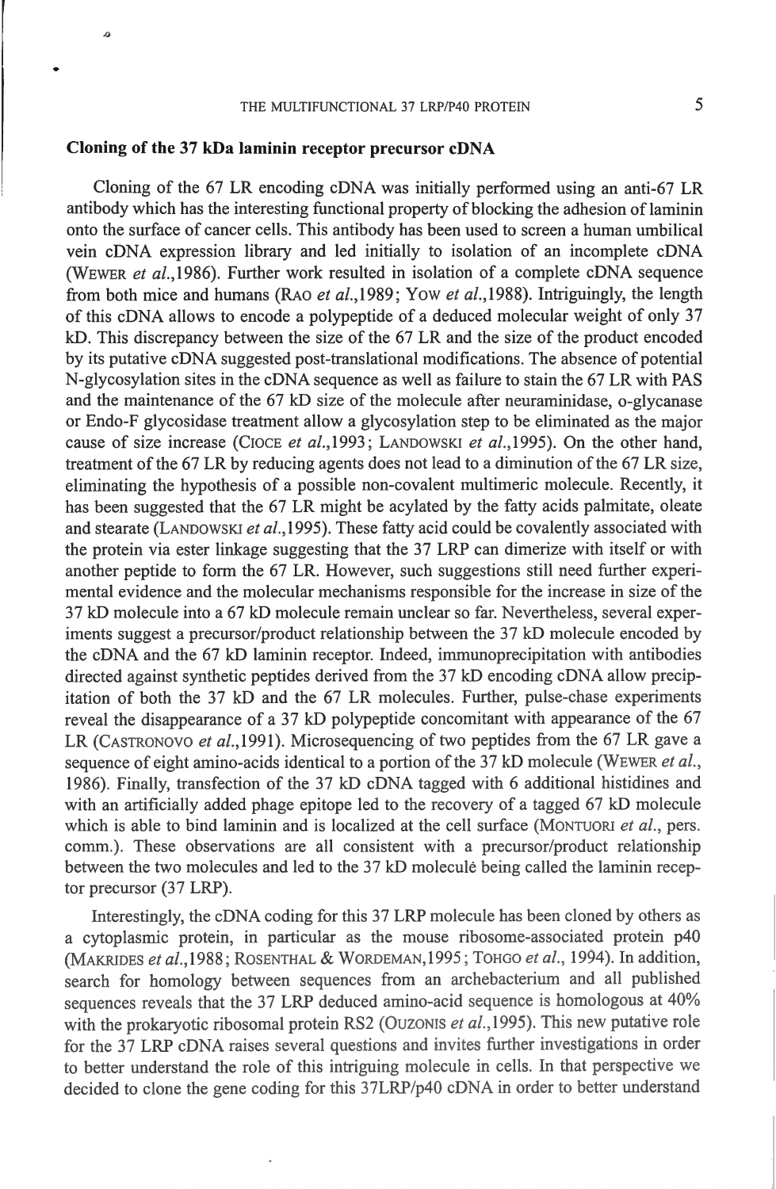## Cloning of the 37 kDa laminin receptor precursor cDNA

Cloning of the 67 LR encoding cDNA was initially performed using an anti-67 LR antibody which has the interesting functional property of blocking the adhesion of laminin onto the surface of cancer cells. This antibody has been used to screen a human umbilical vein cDNA expression library and led initially to isolation of an incomplete cDNA (WEWER *et al.*,1986). Further work resulted in isolation of a complete cDNA sequence from both mice and humans (RAO *et al.*,1989; YOW *et al.*,1988). Intriguingly, the length of this cDNA allows to encode a polypeptide of a deduced molecular weight of only 37 kD. This discrepancy between the size of the 67 LR and the size of the product encoded by its putative cDNA suggested post-translational modifications. The absence of potential N-glycosylation sites in the cDNA sequence as well as failure to stain the 67 LR with PAS and the maintenance of the 67 kD size of the molecule after neuraminidase, o-glycanase or Endo-F glycosidase treatment allow a glycosylation step to be eliminated as the major cause of size increase (CIOCE *et al.*,1993; LANDOWSKI *et al.*,1995). On the other hand, treatment of the 67 LR by reducing agents does not lead to a diminution of the 67 LR size, eliminating the hypothesis of a possible non-covalent multimeric molecule. Recently, it has been suggested that the 67 LR might be acylated by the fatty acids palmitate, oleate and stearate (LANDOWSKI *et al.*,1995). These fatty acid could be covalently associated with the protein via ester linkage suggesting that the 37 LRP can dimerize with itself or with another peptide to form the 67 LR. However, such suggestions still need further experimental evidence and the molecular mechanisms responsible for the increase in size of the 37 kD molecule into a 67 kD molecule remain unclear so far. Nevertheless, several experiments suggest a precursor/product relationship between the 37 kD molecule encoded by the cDNA and the 67 kD laminin receptor. Indeed, immunoprecipitation with antibodies directed against synthetic peptides derived from the 37 kD encoding cDNA allow precipitation of both the 37 kD and the 67 LR molecules. Further, pulse-chase experiments reveal the disappearance of a 37 kD polypeptide concomitant with appearance of the 67 LR (CASTRONOVO *et al.*,1991). Microsequencing of two peptides from the 67 LR gave a sequence of eight amino-acids identical to a portion of the 37 kD molecule (WEWER *et al.*, 1986). Finally, transfection of the 37 kD cDNA tagged with 6 additional histidines and with an artificially added phage epitope led to the recovery of a tagged 67 kD molecule which is able to bind laminin and is localized at the cell surface (MONTUORI *et al.*, pers. comm.). These observations are all consistent with a precursor/product relationship between the two molecules and led to the 37 kD molecule being called the laminin receptor precursor (37 LRP).

Interestingly, the cDNA coding for this 37 LRP molecule has been cloned by others as a cytoplasmic protein, in particular as the mouse ribosome-associated protein p40 (MAKRIDES *et al.*,1988; ROSENTHAL & WORDEMAN,1995; TOHGO *et al.*, 1994). In addition, search for homology between sequences from an archebacterium and all published sequences reveals that the 37 LRP deduced amino-acid sequence is homologous at 40% with the prokaryotic ribosomal protein RS2 (OUZONIS *et al.*,1995). This new putative role for the 37 LRP cDNA raises several questions and invites further investigations in order to better understand the role of this intriguing molecule in cells. In that perspective we decided to clone the gene coding for this 37LRP/p40 cDNA in order to better understand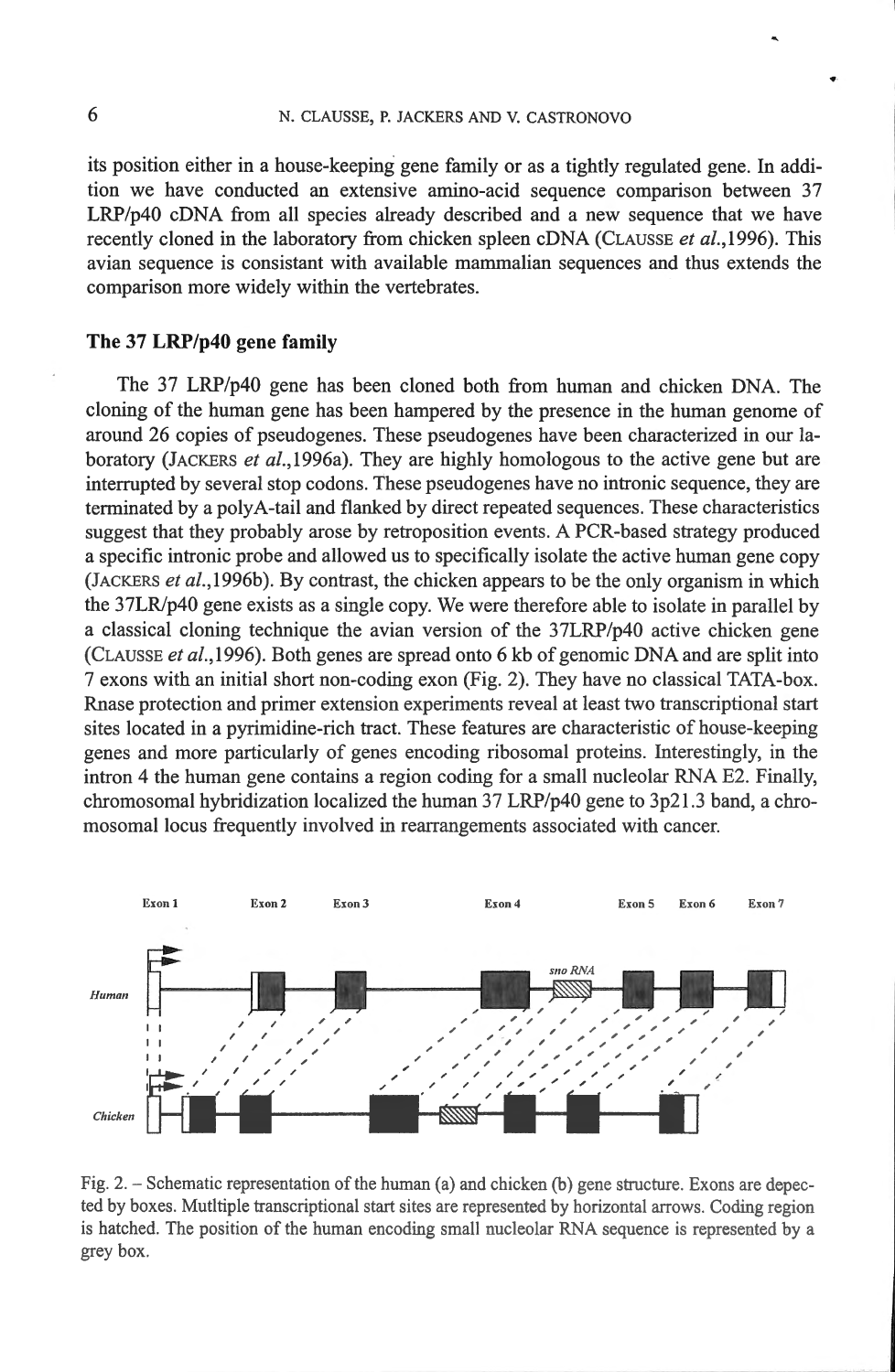its position either in a house-keeping gene family or as a tightly regulated gene. In addition we have conducted an extensive amino-acid sequence comparison between 37 LRP/p40 cDNA from all species already described and a new sequence that we have recently cloned in the laboratory from chicken spleen cDNA (CLAUSSE *et al.*,1996). This avian sequence is consistant with available mammalian sequences and thus extends the comparison more widely within the vertebrates.

## The 37 LRP/p40 gene family

The 37 LRP/p40 gene has been cloned both from human and chicken DNA. The cloning of the human gene has been hampered by the presence in the human genome of around 26 copies of pseudogenes. These pseudogenes have been characterized in our laboratory (JACKERS *et al.*,1996a). They are highly homologous to the active gene but are interrupted by several stop codons. These pseudogenes have no intronic sequence, they are terminated by a polyA-tail and flanked by direct repeated sequences. These characteristics suggest that they probably arose by retroposition events. A PCR-based strategy produced a specific intronic probe and allowed us to specifically isolate the active human gene copy (JACKERS *et al.*,1996b). By contrast, the chicken appears to be the only organism in which the 37LR/p40 gene exists as a single copy. We were therefore able to isolate in parallel by a classical cloning technique the avian version of the 37LRP/p40 active chicken gene (CLAUSSE *et al.*,1996). Both genes are spread onto 6 kb of genomic DNA and are split into 7 exons with an initial short non-coding exon (Fig. 2). They have no classical TATA-box. Rnase protection and primer extension experiments reveal at least two transcriptional start sites located in a pyrimidine-rich tract. These features are characteristic of house-keeping genes and more particularly of genes encoding ribosomal proteins. Interestingly, in the intron 4 the human gene contains a region coding for a small nucleolar RNA E2. Finally, chromosomal hybridization localized the human 37 LRP/p40 gene to 3p21.3 band, a chromosomal locus frequently involved in rearrangements associated with cancer.

Fig. 2. – Schematic representation of the human (a) and chicken (b) gene structure. Exons are depected by boxes. Mutltiple transcriptional start sites are represented by horizontal arrows. Coding region is hatched. The position of the human encoding small nucleolar RNA sequence is represented by a grey box.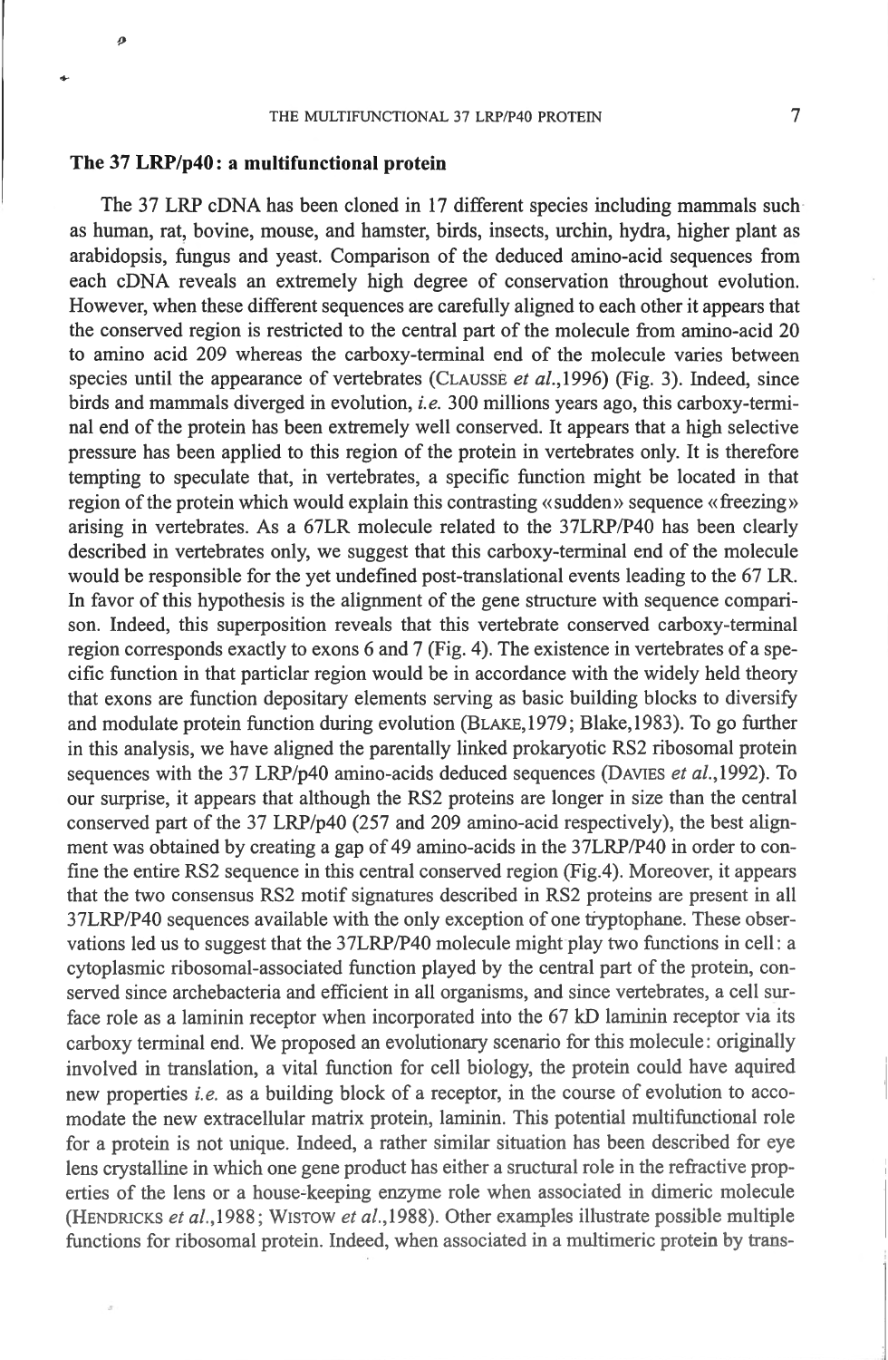## The 37 LRP/p40: a multifunctional protein

The 37 LRP cDNA has been cloned in 17 different species including mammals such as human, rat, bovine, mouse, and hamster, birds, insects, urchin, hydra, higher plant as arabidopsis, fungus and yeast. Comparison of the deduced amino-acid sequences from each cDNA reveals an extremely high degree of conservation throughout evolution. However, when these different sequences are carefully aligned to each other it appears that the conserved region is restricted to the central part of the molecule from amino-acid 20 to amino acid 209 whereas the carboxy-terminal end of the molecule varies between species until the appearance of vertebrates (CLAUSSE *et al.*,1996) (Fig. 3). Indeed, since birds and mammals diverged in evolution, *i.e.* 300 millions years ago, this carboxy-terminal end of the protein has been extremely well conserved. It appears that a high selective pressure has been applied to this region of the protein in vertebrates only. It is therefore tempting to speculate that, in vertebrates, a specific function might be located in that region of the protein which would explain this contrasting «sudden» sequence «freezing» arising in vertebrates. As a 67LR molecule related to the 37LRP/P40 has been clearly described in vertebrates only, we suggest that this carboxy-terminal end of the molecule would be responsible for the yet undefined post-translational events leading to the 67 LR. In favor of this hypothesis is the alignment of the gene structure with sequence comparison. Indeed, this superposition reveals that this vertebrate conserved carboxy-terminal region corresponds exactly to exons 6 and 7 (Fig. 4). The existence in vertebrates of a specific function in that particlar region would be in accordance with the widely held theory that exons are function depositary elements serving as basic building blocks to diversify and modulate protein function during evolution (BLAKE,1979; Blake,1983). To go further in this analysis, we have aligned the parentally linked prokaryotic RS2 ribosomal protein sequences with the 37 LRP/p40 amino-acids deduced sequences (DAVIES *et al.*,1992). To our surprise, it appears that although the RS2 proteins are longer in size than the central conserved part of the 37 LRP/p40 (257 and 209 amino-acid respectively), the best alignment was obtained by creating a gap of 49 amino-acids in the 37LRP/P40 in order to confine the entire RS2 sequence in this central conserved region (Fig.4). Moreover, it appears that the two consensus RS2 motif signatures described in RS2 proteins are present in all 37LRP/P40 sequences available with the only exception of one tryptophane. These observations led us to suggest that the 37LRP/P40 molecule might play two functions in cell: a cytoplasmic ribosomal-associated function played by the central part of the protein, conserved since archebacteria and efficient in all organisms, and since vertebrates, a cell surface role as a laminin receptor when incorporated into the 67 kD laminin receptor via its carboxy terminal end. We proposed an evolutionary scenario for this molecule: originally involved in translation, a vital function for cell biology, the protein could have aquired new properties *i.e.* as a building block of a receptor, in the course of evolution to accomodate the new extracellular matrix protein, laminin. This potential multifunctional role for a protein is not unique. Indeed, a rather similar situation has been described for eye lens crystalline in which one gene product has either a sructural role in the refractive properties of the lens or a house-keeping enzyme role when associated in dimeric molecule (HENDRICKS *et al.*,1988; WISTOW *et al.*,1988). Other examples illustrate possible multiple functions for ribosomal protein. Indeed, when associated in a multimeric protein by trans-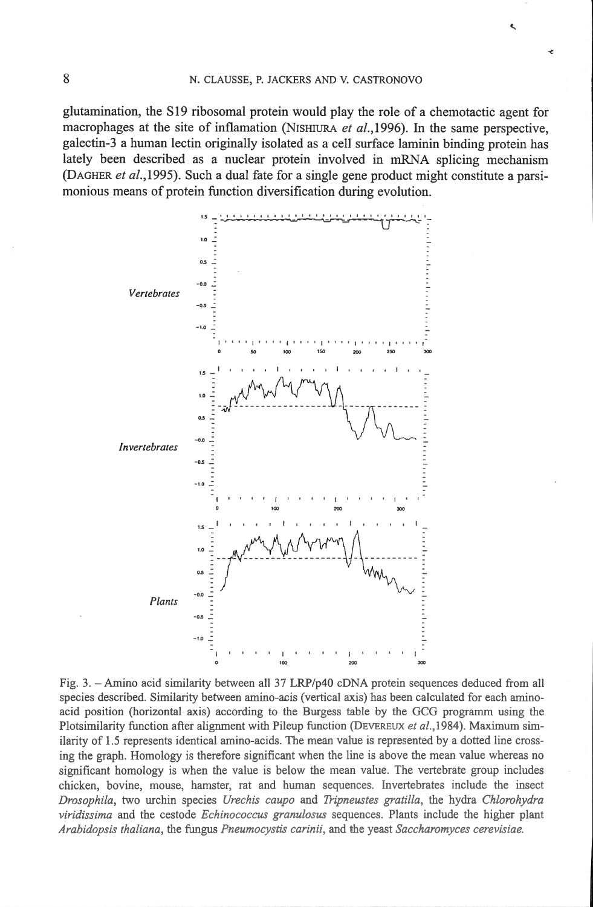glutamination, the S19 ribosomal protein would play the role of a chemotactic agent for macrophages at the site of inflamation (NISHIURA *et al.*,1996). In the same perspective, galectin-3 a human lectin originally isolated as a cell surface laminin binding protein has lately been described as a nuclear protein involved in mRNA splicing mechanism (DAGHER *et al.*,1995). Such a dual fate for a single gene product might constitute a parsimonious means of protein function diversification during evolution.

Fig. 3. – Amino acid similarity between all 37 LRP/p40 cDNA protein sequences deduced from all species described. Similarity between amino-acis (vertical axis) has been calculated for each amino-acid position (horizontal axis) according to the Burgess table by the GCG programm using the Plotsimilarity function after alignment with Pileup function (DEVEREUX *et al.*,1984). Maximum similarity of 1.5 represents identical amino-acids. The mean value is represented by a dotted line crossing the graph. Homology is therefore significant when the line is above the mean value whereas no significant homology is when the value is below the mean value. The vertebrate group includes chicken, bovine, mouse, hamster, rat and human sequences. Invertebrates include the insect *Drosophila*, two urchin species *Urechis caupo* and *Tripneustes gratilla*, the hydra *Chlorohydra viridissima* and the cestode *Echinococcus granulosus* sequences. Plants include the higher plant *Arabidopsis thaliana*, the fungus *Pneumocystis carinii*, and the yeast *Saccharomyces cerevisiae*.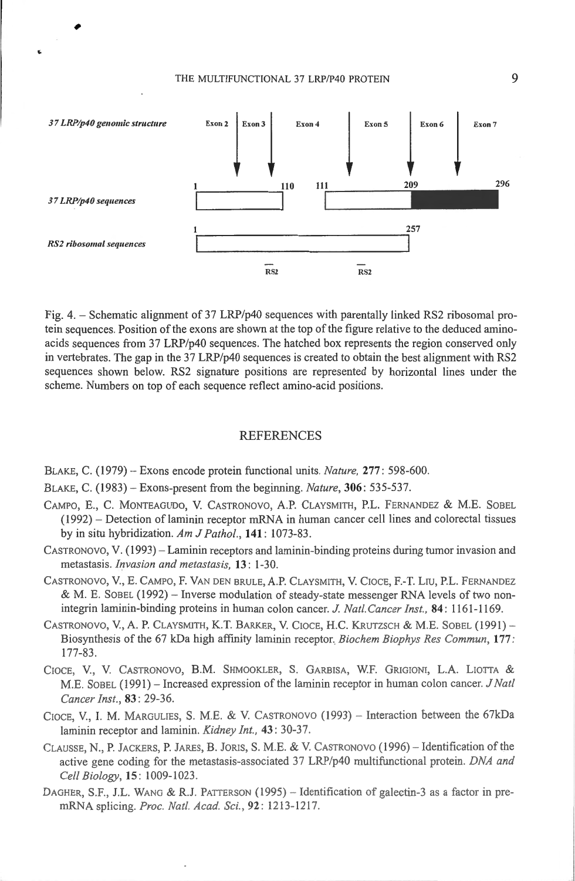37 LRP/p40 genomic structure — Exon 2 | Exon 3 | Exon 4 | Exon 5 | Exon 6 | Exon 7

37 LRP/p40 sequences — 1, 110, 111, 209, 296

RS2 ribosomal sequences — 1, 257

RS2 RS2

Fig. 4. – Schematic alignment of 37 LRP/p40 sequences with parentally linked RS2 ribosomal protein sequences. Position of the exons are shown at the top of the figure relative to the deduced amino-acids sequences from 37 LRP/p40 sequences. The hatched box represents the region conserved only in vertebrates. The gap in the 37 LRP/p40 sequences is created to obtain the best alignment with RS2 sequences shown below. RS2 signature positions are represented by horizontal lines under the scheme. Numbers on top of each sequence reflect amino-acid positions.

## REFERENCES

BLAKE, C. (1979) – Exons encode protein functional units. *Nature*, **277**: 598-600.

BLAKE, C. (1983) – Exons-present from the beginning. *Nature*, **306**: 535-537.

CAMPO, E., C. MONTEAGUDO, V. CASTRONOVO, A.P. CLAYSMITH, P.L. FERNANDEZ & M.E. SOBEL (1992) – Detection of laminin receptor mRNA in human cancer cell lines and colorectal tissues by in situ hybridization. *Am J Pathol.*, **141**: 1073-83.

CASTRONOVO, V. (1993) – Laminin receptors and laminin-binding proteins during tumor invasion and metastasis. *Invasion and metastasis*, **13**: 1-30.

CASTRONOVO, V., E. CAMPO, F. VAN DEN BRULE, A.P. CLAYSMITH, V. CIOCE, F.-T. LIU, P.L. FERNANDEZ & M. E. SOBEL (1992) – Inverse modulation of steady-state messenger RNA levels of two non-integrin laminin-binding proteins in human colon cancer. *J. Natl.Cancer Inst.*, **84**: 1161-1169.

CASTRONOVO, V., A. P. CLAYSMITH, K.T. BARKER, V. CIOCE, H.C. KRUTZSCH & M.E. SOBEL (1991) – Biosynthesis of the 67 kDa high affinity laminin receptor. *Biochem Biophys Res Commun*, **177**: 177-83.

CIOCE, V., V. CASTRONOVO, B.M. SHMOOKLER, S. GARBISA, W.F. GRIGIONI, L.A. LIOTTA & M.E. SOBEL (1991) – Increased expression of the laminin receptor in human colon cancer. *J Natl Cancer Inst.*, **83**: 29-36.

CIOCE, V., I. M. MARGULIES, S. M.E. & V. CASTRONOVO (1993) – Interaction between the 67kDa laminin receptor and laminin. *Kidney Int.*, **43**: 30-37.

CLAUSSE, N., P. JACKERS, P. JARES, B. JORIS, S. M.E. & V. CASTRONOVO (1996) – Identification of the active gene coding for the metastasis-associated 37 LRP/p40 multifunctional protein. *DNA and Cell Biology*, **15**: 1009-1023.

DAGHER, S.F., J.L. WANG & R.J. PATTERSON (1995) – Identification of galectin-3 as a factor in pre-mRNA splicing. *Proc. Natl. Acad. Sci.*, **92**: 1213-1217.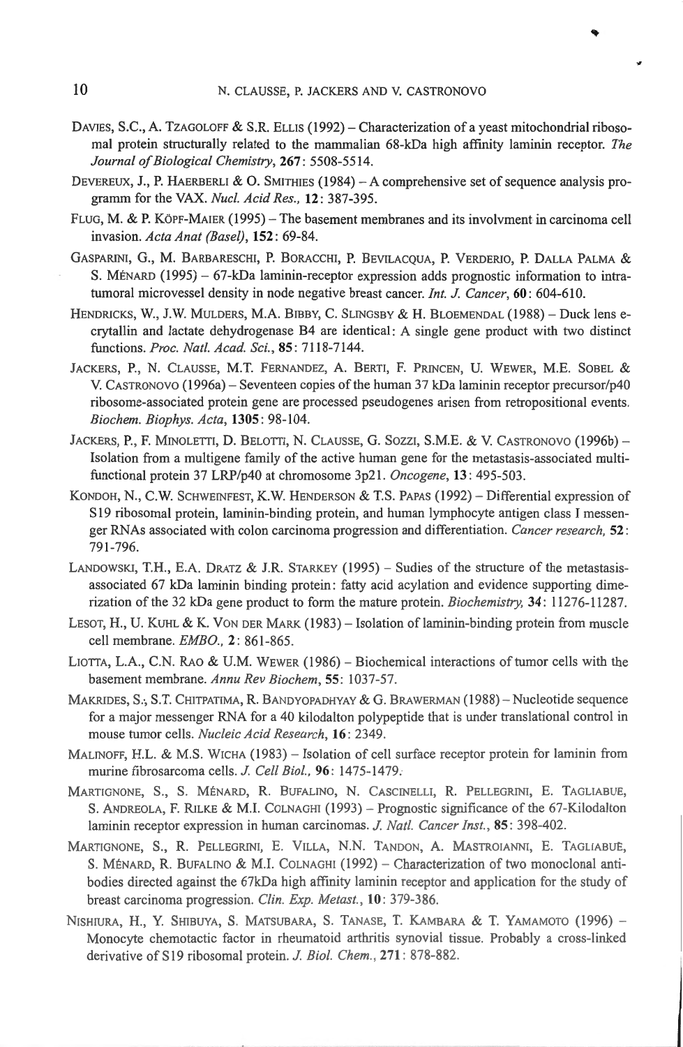DAVIES, S.C., A. TZAGOLOFF & S.R. ELLIS (1992) – Characterization of a yeast mitochondrial ribosomal protein structurally related to the mammalian 68-kDa high affinity laminin receptor. *The Journal of Biological Chemistry*, **267**: 5508-5514.

DEVEREUX, J., P. HAERBERLI & O. SMITHIES (1984) – A comprehensive set of sequence analysis programm for the VAX. *Nucl. Acid Res.*, **12**: 387-395.

FLUG, M. & P. KÖPF-MAIER (1995) – The basement membranes and its involvment in carcinoma cell invasion. *Acta Anat (Basel)*, **152**: 69-84.

GASPARINI, G., M. BARBARESCHI, P. BORACCHI, P. BEVILACQUA, P. VERDERIO, P. DALLA PALMA & S. MÉNARD (1995) – 67-kDa laminin-receptor expression adds prognostic information to intratumoral microvessel density in node negative breast cancer. *Int. J. Cancer*, **60**: 604-610.

HENDRICKS, W., J.W. MULDERS, M.A. BIBBY, C. SLINGSBY & H. BLOEMENDAL (1988) – Duck lens e-crytallin and lactate dehydrogenase B4 are identical: A single gene product with two distinct functions. *Proc. Natl. Acad. Sci.*, **85**: 7118-7144.

JACKERS, P., N. CLAUSSE, M.T. FERNANDEZ, A. BERTI, F. PRINCEN, U. WEWER, M.E. SOBEL & V. CASTRONOVO (1996a) – Seventeen copies of the human 37 kDa laminin receptor precursor/p40 ribosome-associated protein gene are processed pseudogenes arisen from retropositional events. *Biochem. Biophys. Acta*, **1305**: 98-104.

JACKERS, P., F. MINOLETTI, D. BELOTTI, N. CLAUSSE, G. SOZZI, S.M.E. & V. CASTRONOVO (1996b) – Isolation from a multigene family of the active human gene for the metastasis-associated multifunctional protein 37 LRP/p40 at chromosome 3p21. *Oncogene*, **13**: 495-503.

KONDOH, N., C.W. SCHWEINFEST, K.W. HENDERSON & T.S. PAPAS (1992) – Differential expression of S19 ribosomal protein, laminin-binding protein, and human lymphocyte antigen class I messenger RNAs associated with colon carcinoma progression and differentiation. *Cancer research*, **52**: 791-796.

LANDOWSKI, T.H., E.A. DRATZ & J.R. STARKEY (1995) – Sudies of the structure of the metastasis-associated 67 kDa laminin binding protein: fatty acid acylation and evidence supporting dimerization of the 32 kDa gene product to form the mature protein. *Biochemistry*, **34**: 11276-11287.

LESOT, H., U. KUHL & K. VON DER MARK (1983) – Isolation of laminin-binding protein from muscle cell membrane. *EMBO.*, **2**: 861-865.

LIOTTA, L.A., C.N. RAO & U.M. WEWER (1986) – Biochemical interactions of tumor cells with the basement membrane. *Annu Rev Biochem*, **55**: 1037-57.

MAKRIDES, S., S.T. CHITPATIMA, R. BANDYOPADHYAY & G. BRAWERMAN (1988) – Nucleotide sequence for a major messenger RNA for a 40 kilodalton polypeptide that is under translational control in mouse tumor cells. *Nucleic Acid Research*, **16**: 2349.

MALINOFF, H.L. & M.S. WICHA (1983) – Isolation of cell surface receptor protein for laminin from murine fibrosarcoma cells. *J. Cell Biol.*, **96**: 1475-1479.

MARTIGNONE, S., S. MÉNARD, R. BUFALINO, N. CASCINELLI, R. PELLEGRINI, E. TAGLIABUE, S. ANDREOLA, F. RILKE & M.I. COLNAGHI (1993) – Prognostic significance of the 67-Kilodalton laminin receptor expression in human carcinomas. *J. Natl. Cancer Inst.*, **85**: 398-402.

MARTIGNONE, S., R. PELLEGRINI, E. VILLA, N.N. TANDON, A. MASTROIANNI, E. TAGLIABUE, S. MÉNARD, R. BUFALINO & M.I. COLNAGHI (1992) – Characterization of two monoclonal antibodies directed against the 67kDa high affinity laminin receptor and application for the study of breast carcinoma progression. *Clin. Exp. Metast.*, **10**: 379-386.

NISHIURA, H., Y. SHIBUYA, S. MATSUBARA, S. TANASE, T. KAMBARA & T. YAMAMOTO (1996) – Monocyte chemotactic factor in rheumatoid arthritis synovial tissue. Probably a cross-linked derivative of S19 ribosomal protein. *J. Biol. Chem.*, **271**: 878-882.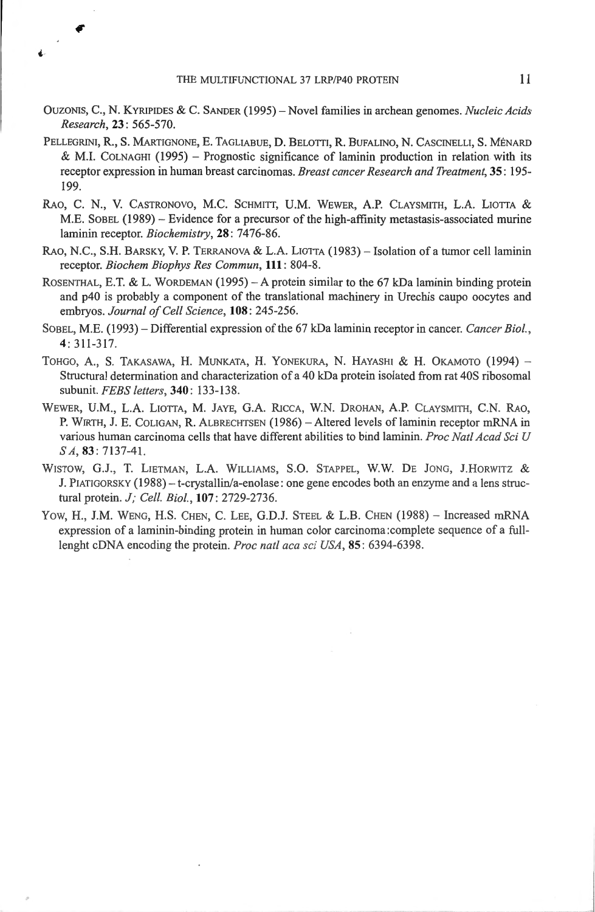OUZONIS, C., N. KYRIPIDES & C. SANDER (1995) – Novel families in archean genomes. *Nucleic Acids Research*, **23**: 565-570.

PELLEGRINI, R., S. MARTIGNONE, E. TAGLIABUE, D. BELOTTI, R. BUFALINO, N. CASCINELLI, S. MÉNARD & M.I. COLNAGHI (1995) – Prognostic significance of laminin production in relation with its receptor expression in human breast carcinomas. *Breast cancer Research and Treatment*, **35**: 195-199.

RAO, C. N., V. CASTRONOVO, M.C. SCHMITT, U.M. WEWER, A.P. CLAYSMITH, L.A. LIOTTA & M.E. SOBEL (1989) – Evidence for a precursor of the high-affinity metastasis-associated murine laminin receptor. *Biochemistry*, **28**: 7476-86.

RAO, N.C., S.H. BARSKY, V. P. TERRANOVA & L.A. LIOTTA (1983) – Isolation of a tumor cell laminin receptor. *Biochem Biophys Res Commun*, **111**: 804-8.

ROSENTHAL, E.T. & L. WORDEMAN (1995) – A protein similar to the 67 kDa laminin binding protein and p40 is probably a component of the translational machinery in Urechis caupo oocytes and embryos. *Journal of Cell Science*, **108**: 245-256.

SOBEL, M.E. (1993) – Differential expression of the 67 kDa laminin receptor in cancer. *Cancer Biol.*, **4**: 311-317.

TOHGO, A., S. TAKASAWA, H. MUNKATA, H. YONEKURA, N. HAYASHI & H. OKAMOTO (1994) – Structural determination and characterization of a 40 kDa protein isolated from rat 40S ribosomal subunit. *FEBS letters*, **340**: 133-138.

WEWER, U.M., L.A. LIOTTA, M. JAYE, G.A. RICCA, W.N. DROHAN, A.P. CLAYSMITH, C.N. RAO, P. WIRTH, J. E. COLIGAN, R. ALBRECHTSEN (1986) – Altered levels of laminin receptor mRNA in various human carcinoma cells that have different abilities to bind laminin. *Proc Natl Acad Sci U S A*, **83**: 7137-41.

WISTOW, G.J., T. LIETMAN, L.A. WILLIAMS, S.O. STAPPEL, W.W. DE JONG, J.HORWITZ & J. PIATIGORSKY (1988) – t-crystallin/a-enolase: one gene encodes both an enzyme and a lens structural protein. *J; Cell. Biol.*, **107**: 2729-2736.

YOW, H., J.M. WENG, H.S. CHEN, C. LEE, G.D.J. STEEL & L.B. CHEN (1988) – Increased mRNA expression of a laminin-binding protein in human color carcinoma:complete sequence of a full-lenght cDNA encoding the protein. *Proc natl aca sci USA*, **85**: 6394-6398.